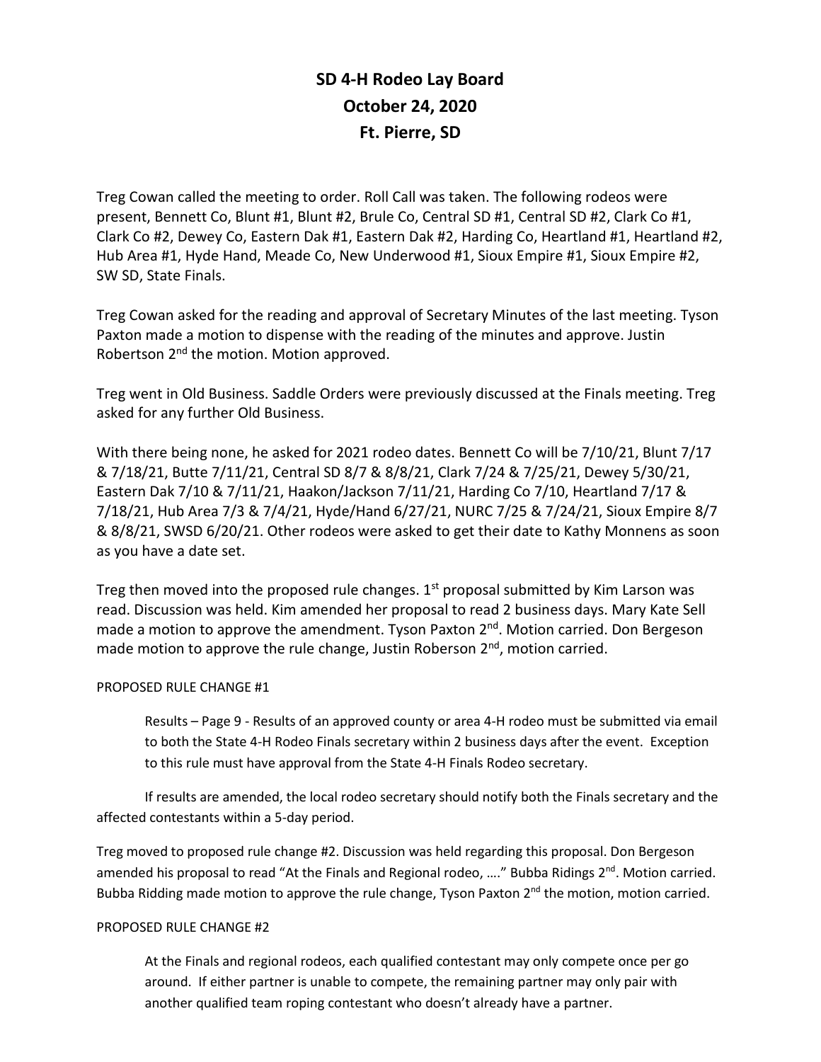# SD 4-H Rodeo Lay Board
# October 24, 2020
# Ft. Pierre, SD

Treg Cowan called the meeting to order. Roll Call was taken. The following rodeos were present, Bennett Co, Blunt #1, Blunt #2, Brule Co, Central SD #1, Central SD #2, Clark Co #1, Clark Co #2, Dewey Co, Eastern Dak #1, Eastern Dak #2, Harding Co, Heartland #1, Heartland #2, Hub Area #1, Hyde Hand, Meade Co, New Underwood #1, Sioux Empire #1, Sioux Empire #2, SW SD, State Finals.

Treg Cowan asked for the reading and approval of Secretary Minutes of the last meeting. Tyson Paxton made a motion to dispense with the reading of the minutes and approve. Justin Robertson 2nd the motion. Motion approved.

Treg went in Old Business. Saddle Orders were previously discussed at the Finals meeting. Treg asked for any further Old Business.

With there being none, he asked for 2021 rodeo dates. Bennett Co will be 7/10/21, Blunt 7/17 & 7/18/21, Butte 7/11/21, Central SD 8/7 & 8/8/21, Clark 7/24 & 7/25/21, Dewey 5/30/21, Eastern Dak 7/10 & 7/11/21, Haakon/Jackson 7/11/21, Harding Co 7/10, Heartland 7/17 & 7/18/21, Hub Area 7/3 & 7/4/21, Hyde/Hand 6/27/21, NURC 7/25 & 7/24/21, Sioux Empire 8/7 & 8/8/21, SWSD 6/20/21. Other rodeos were asked to get their date to Kathy Monnens as soon as you have a date set.

Treg then moved into the proposed rule changes. 1st proposal submitted by Kim Larson was read. Discussion was held. Kim amended her proposal to read 2 business days. Mary Kate Sell made a motion to approve the amendment. Tyson Paxton 2nd. Motion carried. Don Bergeson made motion to approve the rule change, Justin Roberson 2nd, motion carried.

PROPOSED RULE CHANGE #1

> Results – Page 9 - Results of an approved county or area 4-H rodeo must be submitted via email to both the State 4-H Rodeo Finals secretary within 2 business days after the event. Exception to this rule must have approval from the State 4-H Finals Rodeo secretary.
>
> If results are amended, the local rodeo secretary should notify both the Finals secretary and the affected contestants within a 5-day period.

Treg moved to proposed rule change #2. Discussion was held regarding this proposal. Don Bergeson amended his proposal to read "At the Finals and Regional rodeo, …." Bubba Ridings 2nd. Motion carried. Bubba Ridding made motion to approve the rule change, Tyson Paxton 2nd the motion, motion carried.

PROPOSED RULE CHANGE #2

> At the Finals and regional rodeos, each qualified contestant may only compete once per go around. If either partner is unable to compete, the remaining partner may only pair with another qualified team roping contestant who doesn't already have a partner.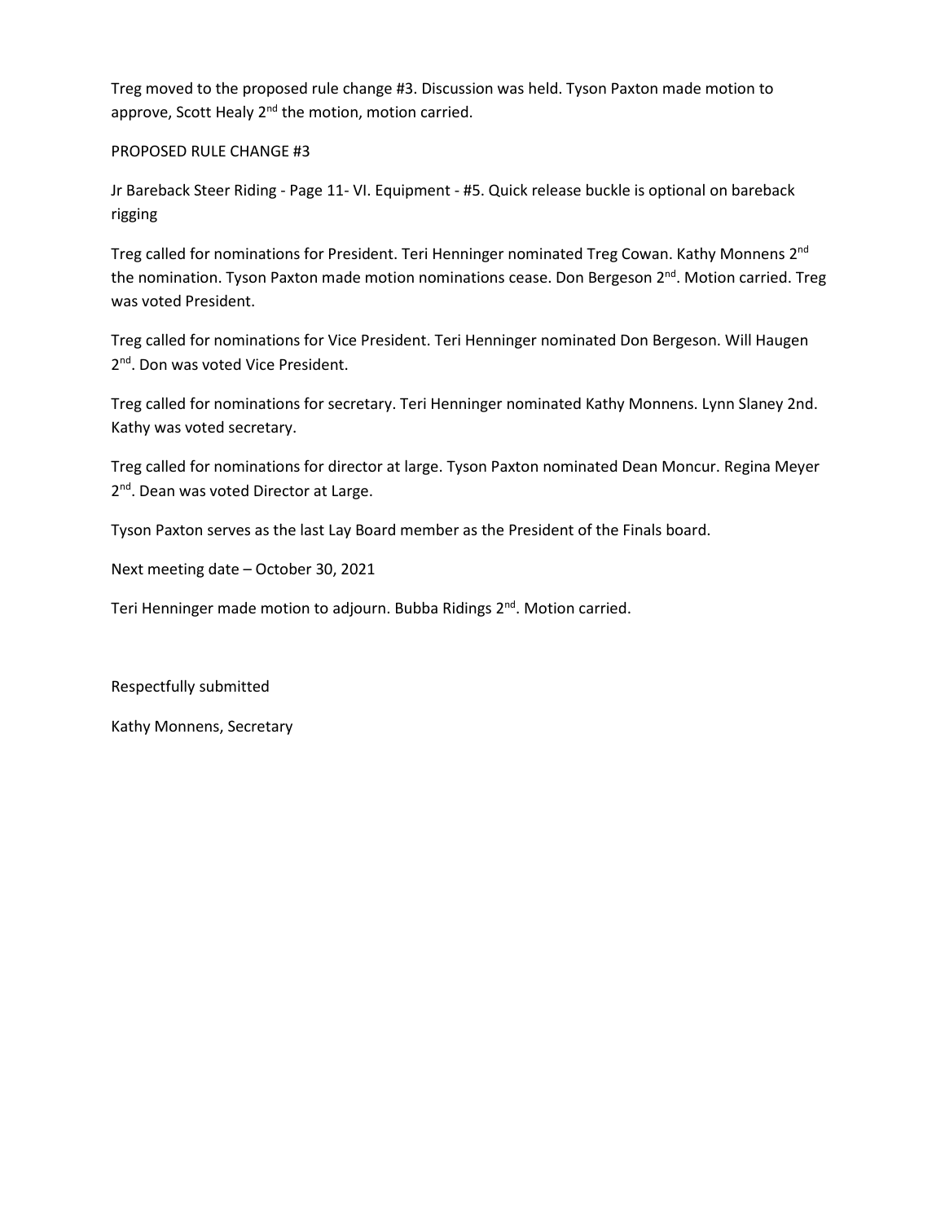Treg moved to the proposed rule change #3. Discussion was held. Tyson Paxton made motion to approve, Scott Healy 2nd the motion, motion carried.

PROPOSED RULE CHANGE #3

Jr Bareback Steer Riding - Page 11- VI. Equipment - #5. Quick release buckle is optional on bareback rigging

Treg called for nominations for President. Teri Henninger nominated Treg Cowan. Kathy Monnens 2nd the nomination. Tyson Paxton made motion nominations cease. Don Bergeson 2nd. Motion carried. Treg was voted President.

Treg called for nominations for Vice President. Teri Henninger nominated Don Bergeson. Will Haugen 2nd. Don was voted Vice President.

Treg called for nominations for secretary. Teri Henninger nominated Kathy Monnens. Lynn Slaney 2nd. Kathy was voted secretary.

Treg called for nominations for director at large. Tyson Paxton nominated Dean Moncur. Regina Meyer 2nd. Dean was voted Director at Large.

Tyson Paxton serves as the last Lay Board member as the President of the Finals board.

Next meeting date – October 30, 2021

Teri Henninger made motion to adjourn. Bubba Ridings 2nd. Motion carried.

Respectfully submitted

Kathy Monnens, Secretary